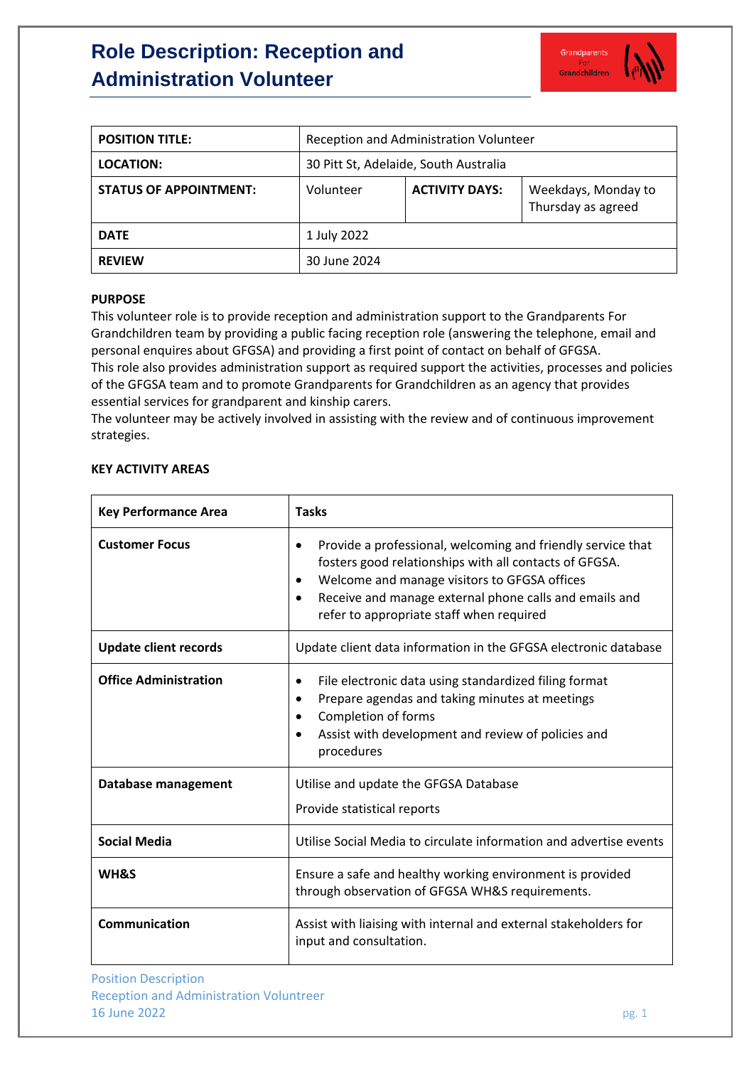# Role Description: Reception and Administration Volunteer

| POSITION TITLE: | Reception and Administration Volunteer | | |
|---|---|---|---|
| LOCATION: | 30 Pitt St, Adelaide, South Australia | | |
| STATUS OF APPOINTMENT: | Volunteer | ACTIVITY DAYS: | Weekdays, Monday to Thursday as agreed |
| DATE | 1 July 2022 | | |
| REVIEW | 30 June 2024 | | |

**PURPOSE**

This volunteer role is to provide reception and administration support to the Grandparents For Grandchildren team by providing a public facing reception role (answering the telephone, email and personal enquires about GFGSA) and providing a first point of contact on behalf of GFGSA.

This role also provides administration support as required support the activities, processes and policies of the GFGSA team and to promote Grandparents for Grandchildren as an agency that provides essential services for grandparent and kinship carers.

The volunteer may be actively involved in assisting with the review and of continuous improvement strategies.

**KEY ACTIVITY AREAS**

| Key Performance Area | Tasks |
|---|---|
| **Customer Focus** | • Provide a professional, welcoming and friendly service that fosters good relationships with all contacts of GFGSA.<br>• Welcome and manage visitors to GFGSA offices<br>• Receive and manage external phone calls and emails and refer to appropriate staff when required |
| **Update client records** | Update client data information in the GFGSA electronic database |
| **Office Administration** | • File electronic data using standardized filing format<br>• Prepare agendas and taking minutes at meetings<br>• Completion of forms<br>• Assist with development and review of policies and procedures |
| **Database management** | Utilise and update the GFGSA Database<br><br>Provide statistical reports |
| **Social Media** | Utilise Social Media to circulate information and advertise events |
| **WH&S** | Ensure a safe and healthy working environment is provided through observation of GFGSA WH&S requirements. |
| **Communication** | Assist with liaising with internal and external stakeholders for input and consultation. |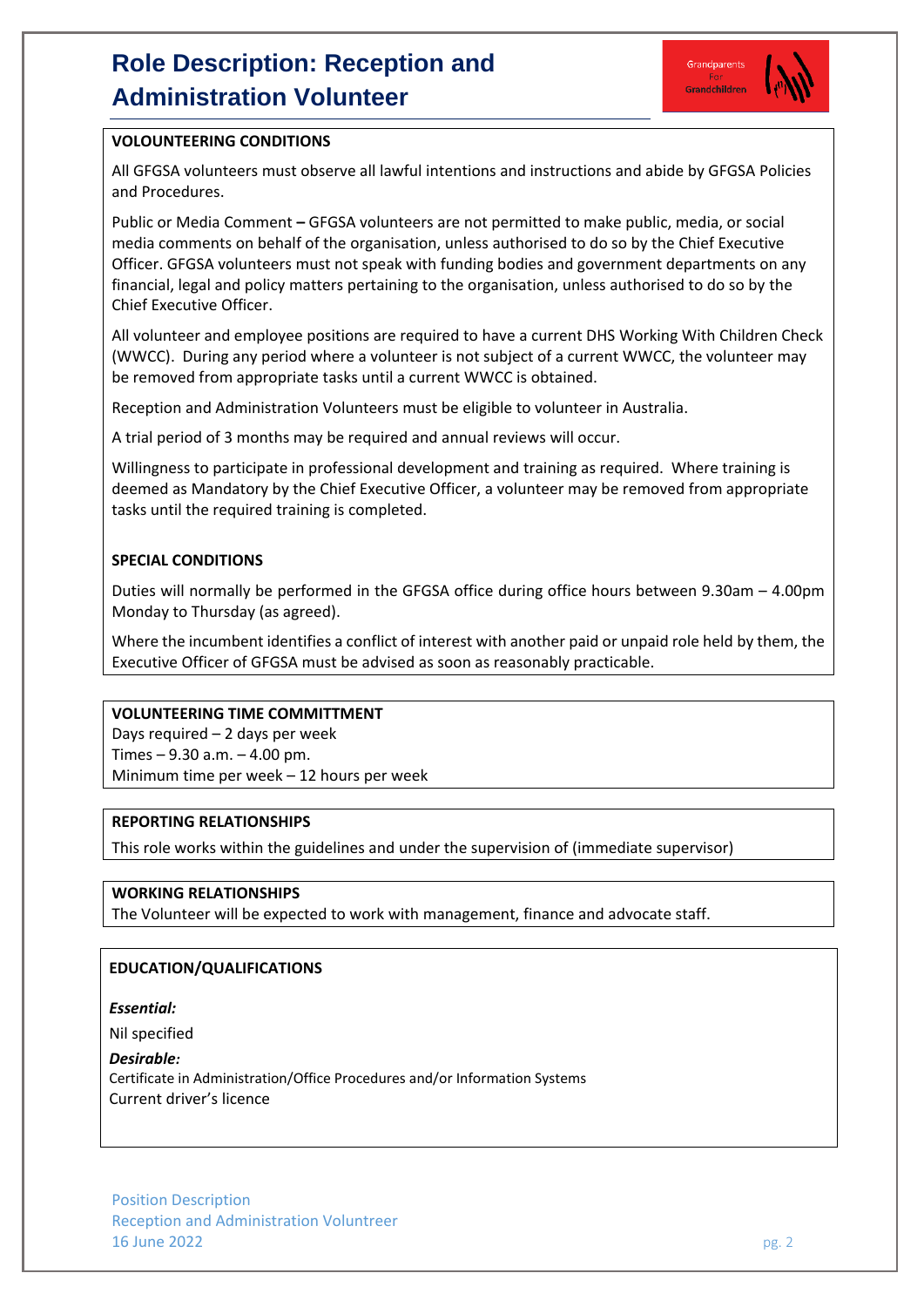# Role Description: Reception and Administration Volunteer

**VOLOUNTEERING CONDITIONS**

All GFGSA volunteers must observe all lawful intentions and instructions and abide by GFGSA Policies and Procedures.

Public or Media Comment **–** GFGSA volunteers are not permitted to make public, media, or social media comments on behalf of the organisation, unless authorised to do so by the Chief Executive Officer. GFGSA volunteers must not speak with funding bodies and government departments on any financial, legal and policy matters pertaining to the organisation, unless authorised to do so by the Chief Executive Officer.

All volunteer and employee positions are required to have a current DHS Working With Children Check (WWCC). During any period where a volunteer is not subject of a current WWCC, the volunteer may be removed from appropriate tasks until a current WWCC is obtained.

Reception and Administration Volunteers must be eligible to volunteer in Australia.

A trial period of 3 months may be required and annual reviews will occur.

Willingness to participate in professional development and training as required. Where training is deemed as Mandatory by the Chief Executive Officer, a volunteer may be removed from appropriate tasks until the required training is completed.

**SPECIAL CONDITIONS**

Duties will normally be performed in the GFGSA office during office hours between 9.30am – 4.00pm Monday to Thursday (as agreed).

Where the incumbent identifies a conflict of interest with another paid or unpaid role held by them, the Executive Officer of GFGSA must be advised as soon as reasonably practicable.

**VOLUNTEERING TIME COMMITTMENT**

Days required – 2 days per week
Times – 9.30 a.m. – 4.00 pm.
Minimum time per week – 12 hours per week

**REPORTING RELATIONSHIPS**

This role works within the guidelines and under the supervision of (immediate supervisor)

**WORKING RELATIONSHIPS**

The Volunteer will be expected to work with management, finance and advocate staff.

**EDUCATION/QUALIFICATIONS**

***Essential:***

Nil specified

***Desirable:***

Certificate in Administration/Office Procedures and/or Information Systems
Current driver's licence

Position Description
Reception and Administration Voluntreer
16 June 2022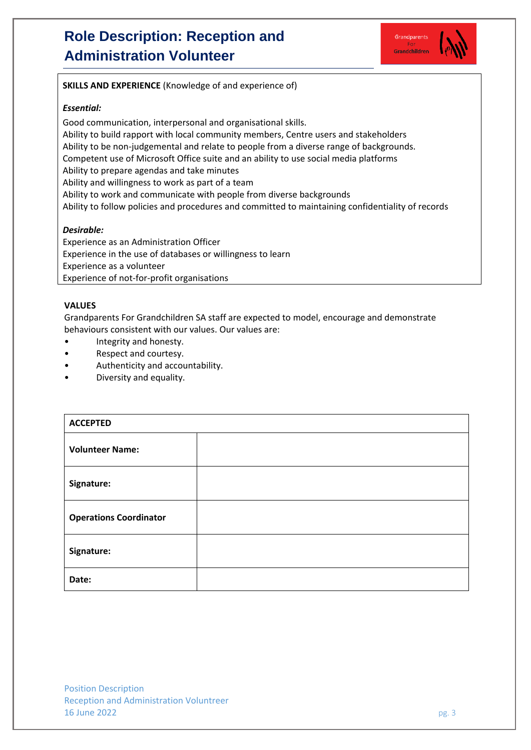# Role Description: Reception and Administration Volunteer

**SKILLS AND EXPERIENCE** (Knowledge of and experience of)

***Essential:***

Good communication, interpersonal and organisational skills.
Ability to build rapport with local community members, Centre users and stakeholders
Ability to be non-judgemental and relate to people from a diverse range of backgrounds.
Competent use of Microsoft Office suite and an ability to use social media platforms
Ability to prepare agendas and take minutes
Ability and willingness to work as part of a team
Ability to work and communicate with people from diverse backgrounds
Ability to follow policies and procedures and committed to maintaining confidentiality of records

***Desirable:***

Experience as an Administration Officer
Experience in the use of databases or willingness to learn
Experience as a volunteer
Experience of not-for-profit organisations

**VALUES**

Grandparents For Grandchildren SA staff are expected to model, encourage and demonstrate behaviours consistent with our values. Our values are:

- Integrity and honesty.
- Respect and courtesy.
- Authenticity and accountability.
- Diversity and equality.

| **ACCEPTED** | |
|---|---|
| **Volunteer Name:** | |
| **Signature:** | |
| **Operations Coordinator** | |
| **Signature:** | |
| **Date:** | |

Position Description
Reception and Administration Voluntreer
16 June 2022